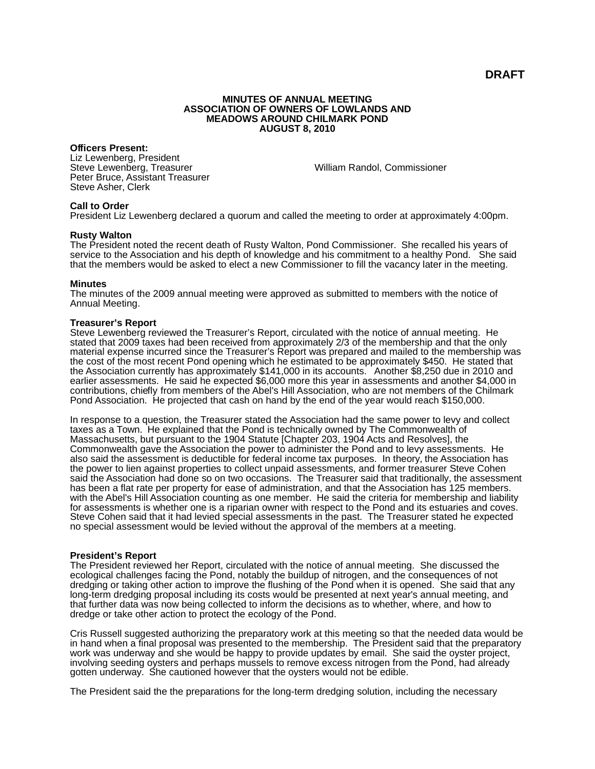**DRAFT**

**MINUTES OF ANNUAL MEETING**
**ASSOCIATION OF OWNERS OF LOWLANDS AND**
**MEADOWS AROUND CHILMARK POND**
**AUGUST 8, 2010**

**Officers Present:**
Liz Lewenberg, President
Steve Lewenberg, Treasurer
Peter Bruce, Assistant Treasurer
Steve Asher, Clerk
William Randol, Commissioner

**Call to Order**
President Liz Lewenberg declared a quorum and called the meeting to order at approximately 4:00pm.

**Rusty Walton**
The President noted the recent death of Rusty Walton, Pond Commissioner. She recalled his years of service to the Association and his depth of knowledge and his commitment to a healthy Pond. She said that the members would be asked to elect a new Commissioner to fill the vacancy later in the meeting.

**Minutes**
The minutes of the 2009 annual meeting were approved as submitted to members with the notice of Annual Meeting.

**Treasurer's Report**
Steve Lewenberg reviewed the Treasurer's Report, circulated with the notice of annual meeting. He stated that 2009 taxes had been received from approximately 2/3 of the membership and that the only material expense incurred since the Treasurer's Report was prepared and mailed to the membership was the cost of the most recent Pond opening which he estimated to be approximately $450. He stated that the Association currently has approximately $141,000 in its accounts. Another $8,250 due in 2010 and earlier assessments. He said he expected $6,000 more this year in assessments and another $4,000 in contributions, chiefly from members of the Abel's Hill Association, who are not members of the Chilmark Pond Association. He projected that cash on hand by the end of the year would reach $150,000.

In response to a question, the Treasurer stated the Association had the same power to levy and collect taxes as a Town. He explained that the Pond is technically owned by The Commonwealth of Massachusetts, but pursuant to the 1904 Statute [Chapter 203, 1904 Acts and Resolves], the Commonwealth gave the Association the power to administer the Pond and to levy assessments. He also said the assessment is deductible for federal income tax purposes. In theory, the Association has the power to lien against properties to collect unpaid assessments, and former treasurer Steve Cohen said the Association had done so on two occasions. The Treasurer said that traditionally, the assessment has been a flat rate per property for ease of administration, and that the Association has 125 members. with the Abel's Hill Association counting as one member. He said the criteria for membership and liability for assessments is whether one is a riparian owner with respect to the Pond and its estuaries and coves. Steve Cohen said that it had levied special assessments in the past. The Treasurer stated he expected no special assessment would be levied without the approval of the members at a meeting.

**President's Report**
The President reviewed her Report, circulated with the notice of annual meeting. She discussed the ecological challenges facing the Pond, notably the buildup of nitrogen, and the consequences of not dredging or taking other action to improve the flushing of the Pond when it is opened. She said that any long-term dredging proposal including its costs would be presented at next year's annual meeting, and that further data was now being collected to inform the decisions as to whether, where, and how to dredge or take other action to protect the ecology of the Pond.

Cris Russell suggested authorizing the preparatory work at this meeting so that the needed data would be in hand when a final proposal was presented to the membership. The President said that the preparatory work was underway and she would be happy to provide updates by email. She said the oyster project, involving seeding oysters and perhaps mussels to remove excess nitrogen from the Pond, had already gotten underway. She cautioned however that the oysters would not be edible.

The President said the the preparations for the long-term dredging solution, including the necessary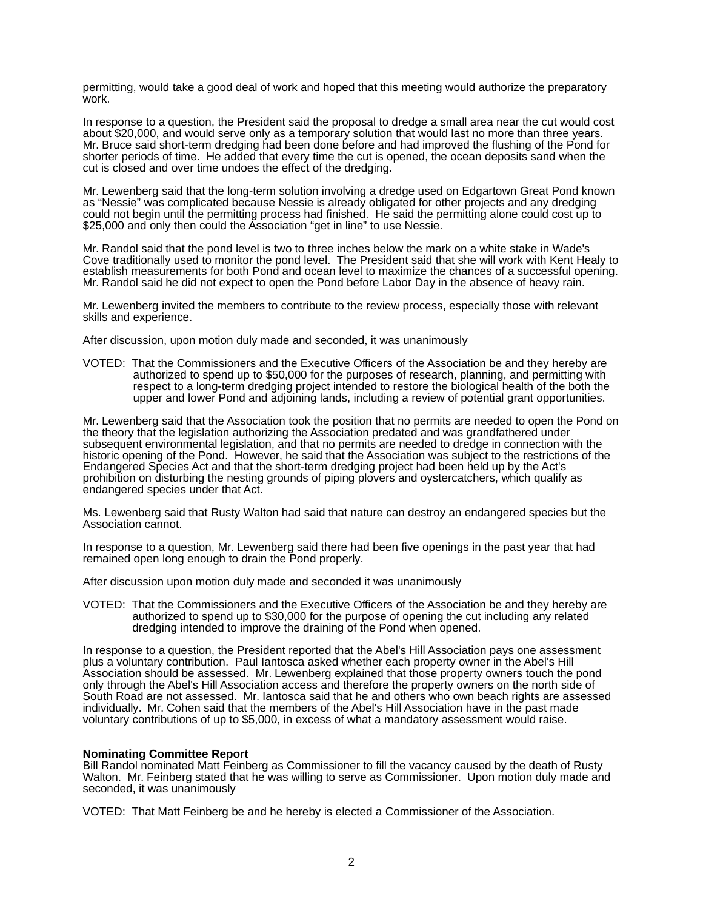permitting, would take a good deal of work and hoped that this meeting would authorize the preparatory work.

In response to a question, the President said the proposal to dredge a small area near the cut would cost about $20,000, and would serve only as a temporary solution that would last no more than three years. Mr. Bruce said short-term dredging had been done before and had improved the flushing of the Pond for shorter periods of time. He added that every time the cut is opened, the ocean deposits sand when the cut is closed and over time undoes the effect of the dredging.

Mr. Lewenberg said that the long-term solution involving a dredge used on Edgartown Great Pond known as "Nessie" was complicated because Nessie is already obligated for other projects and any dredging could not begin until the permitting process had finished. He said the permitting alone could cost up to $25,000 and only then could the Association "get in line" to use Nessie.

Mr. Randol said that the pond level is two to three inches below the mark on a white stake in Wade's Cove traditionally used to monitor the pond level. The President said that she will work with Kent Healy to establish measurements for both Pond and ocean level to maximize the chances of a successful opening. Mr. Randol said he did not expect to open the Pond before Labor Day in the absence of heavy rain.

Mr. Lewenberg invited the members to contribute to the review process, especially those with relevant skills and experience.

After discussion, upon motion duly made and seconded, it was unanimously

VOTED: That the Commissioners and the Executive Officers of the Association be and they hereby are authorized to spend up to $50,000 for the purposes of research, planning, and permitting with respect to a long-term dredging project intended to restore the biological health of the both the upper and lower Pond and adjoining lands, including a review of potential grant opportunities.

Mr. Lewenberg said that the Association took the position that no permits are needed to open the Pond on the theory that the legislation authorizing the Association predated and was grandfathered under subsequent environmental legislation, and that no permits are needed to dredge in connection with the historic opening of the Pond. However, he said that the Association was subject to the restrictions of the Endangered Species Act and that the short-term dredging project had been held up by the Act's prohibition on disturbing the nesting grounds of piping plovers and oystercatchers, which qualify as endangered species under that Act.

Ms. Lewenberg said that Rusty Walton had said that nature can destroy an endangered species but the Association cannot.

In response to a question, Mr. Lewenberg said there had been five openings in the past year that had remained open long enough to drain the Pond properly.

After discussion upon motion duly made and seconded it was unanimously

VOTED: That the Commissioners and the Executive Officers of the Association be and they hereby are authorized to spend up to $30,000 for the purpose of opening the cut including any related dredging intended to improve the draining of the Pond when opened.

In response to a question, the President reported that the Abel's Hill Association pays one assessment plus a voluntary contribution. Paul Iantosca asked whether each property owner in the Abel's Hill Association should be assessed. Mr. Lewenberg explained that those property owners touch the pond only through the Abel's Hill Association access and therefore the property owners on the north side of South Road are not assessed. Mr. Iantosca said that he and others who own beach rights are assessed individually. Mr. Cohen said that the members of the Abel's Hill Association have in the past made voluntary contributions of up to $5,000, in excess of what a mandatory assessment would raise.

**Nominating Committee Report**

Bill Randol nominated Matt Feinberg as Commissioner to fill the vacancy caused by the death of Rusty Walton. Mr. Feinberg stated that he was willing to serve as Commissioner. Upon motion duly made and seconded, it was unanimously

VOTED: That Matt Feinberg be and he hereby is elected a Commissioner of the Association.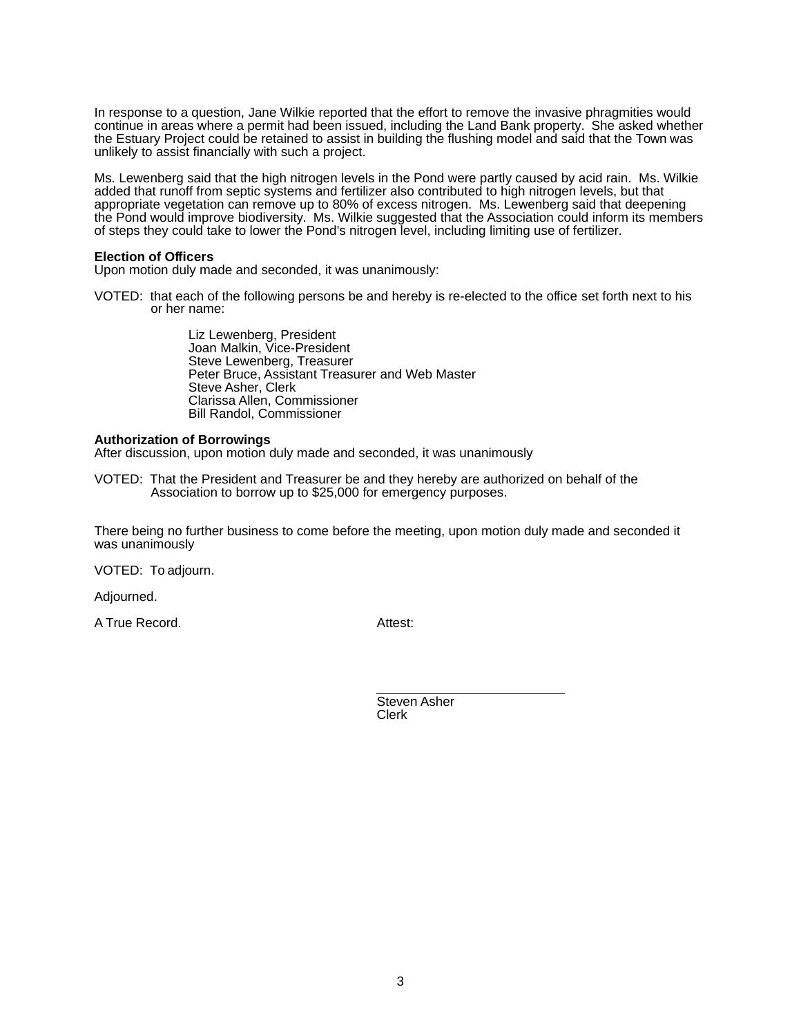In response to a question, Jane Wilkie reported that the effort to remove the invasive phragmities would continue in areas where a permit had been issued, including the Land Bank property. She asked whether the Estuary Project could be retained to assist in building the flushing model and said that the Town was unlikely to assist financially with such a project.

Ms. Lewenberg said that the high nitrogen levels in the Pond were partly caused by acid rain. Ms. Wilkie added that runoff from septic systems and fertilizer also contributed to high nitrogen levels, but that appropriate vegetation can remove up to 80% of excess nitrogen. Ms. Lewenberg said that deepening the Pond would improve biodiversity. Ms. Wilkie suggested that the Association could inform its members of steps they could take to lower the Pond's nitrogen level, including limiting use of fertilizer.

**Election of Officers**
Upon motion duly made and seconded, it was unanimously:

VOTED: that each of the following persons be and hereby is re-elected to the office set forth next to his or her name:

Liz Lewenberg, President
Joan Malkin, Vice-President
Steve Lewenberg, Treasurer
Peter Bruce, Assistant Treasurer and Web Master
Steve Asher, Clerk
Clarissa Allen, Commissioner
Bill Randol, Commissioner

**Authorization of Borrowings**
After discussion, upon motion duly made and seconded, it was unanimously

VOTED: That the President and Treasurer be and they hereby are authorized on behalf of the Association to borrow up to $25,000 for emergency purposes.

There being no further business to come before the meeting, upon motion duly made and seconded it was unanimously

VOTED: To adjourn.

Adjourned.

A True Record. Attest:

Steven Asher
Clerk